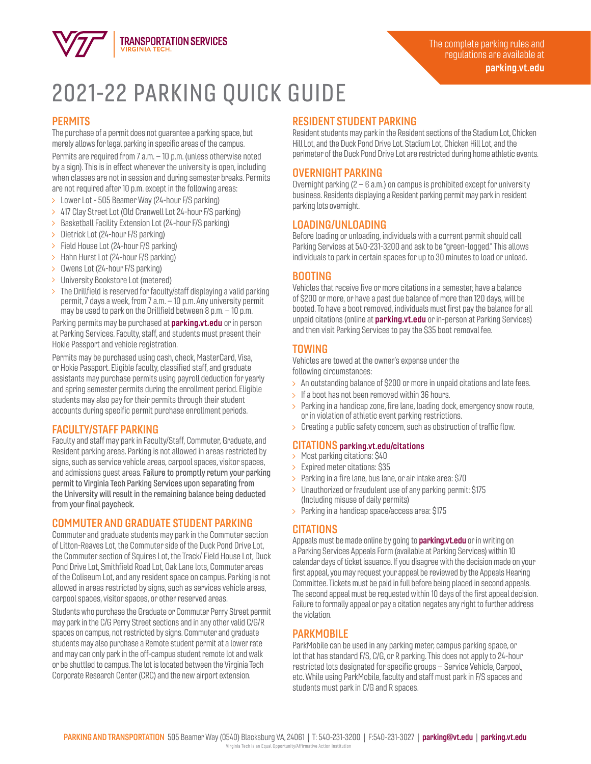TRANSPORTATION SERVICES
VIRGINIA TECH.

The complete parking rules and regulations are available at **parking.vt.edu**

# 2021-22 PARKING QUICK GUIDE

## PERMITS

The purchase of a permit does not guarantee a parking space, but merely allows for legal parking in specific areas of the campus.

Permits are required from 7 a.m. – 10 p.m. (unless otherwise noted by a sign). This is in effect whenever the university is open, including when classes are not in session and during semester breaks. Permits are not required after 10 p.m. except in the following areas:

- Lower Lot - 505 Beamer Way (24-hour F/S parking)
- 417 Clay Street Lot (Old Cranwell Lot 24-hour F/S parking)
- Basketball Facility Extension Lot (24-hour F/S parking)
- Dietrick Lot (24-hour F/S parking)
- Field House Lot (24-hour F/S parking)
- Hahn Hurst Lot (24-hour F/S parking)
- Owens Lot (24-hour F/S parking)
- University Bookstore Lot (metered)
- The Drillfield is reserved for faculty/staff displaying a valid parking permit, 7 days a week, from 7 a.m. – 10 p.m. Any university permit may be used to park on the Drillfield between 8 p.m. – 10 p.m.

Parking permits may be purchased at **parking.vt.edu** or in person at Parking Services. Faculty, staff, and students must present their Hokie Passport and vehicle registration.

Permits may be purchased using cash, check, MasterCard, Visa, or Hokie Passport. Eligible faculty, classified staff, and graduate assistants may purchase permits using payroll deduction for yearly and spring semester permits during the enrollment period. Eligible students may also pay for their permits through their student accounts during specific permit purchase enrollment periods.

## FACULTY/STAFF PARKING

Faculty and staff may park in Faculty/Staff, Commuter, Graduate, and Resident parking areas. Parking is not allowed in areas restricted by signs, such as service vehicle areas, carpool spaces, visitor spaces, and admissions guest areas. **Failure to promptly return your parking permit to Virginia Tech Parking Services upon separating from the University will result in the remaining balance being deducted from your final paycheck.**

## COMMUTER AND GRADUATE STUDENT PARKING

Commuter and graduate students may park in the Commuter section of Litton-Reaves Lot, the Commuter side of the Duck Pond Drive Lot, the Commuter section of Squires Lot, the Track/ Field House Lot, Duck Pond Drive Lot, Smithfield Road Lot, Oak Lane lots, Commuter areas of the Coliseum Lot, and any resident space on campus. Parking is not allowed in areas restricted by signs, such as services vehicle areas, carpool spaces, visitor spaces, or other reserved areas.

Students who purchase the Graduate or Commuter Perry Street permit may park in the C/G Perry Street sections and in any other valid C/G/R spaces on campus, not restricted by signs. Commuter and graduate students may also purchase a Remote student permit at a lower rate and may can only park in the off-campus student remote lot and walk or be shuttled to campus. The lot is located between the Virginia Tech Corporate Research Center (CRC) and the new airport extension.

## RESIDENT STUDENT PARKING

Resident students may park in the Resident sections of the Stadium Lot, Chicken Hill Lot, and the Duck Pond Drive Lot. Stadium Lot, Chicken Hill Lot, and the perimeter of the Duck Pond Drive Lot are restricted during home athletic events.

## OVERNIGHT PARKING

Overnight parking (2 – 6 a.m.) on campus is prohibited except for university business. Residents displaying a Resident parking permit may park in resident parking lots overnight.

## LOADING/UNLOADING

Before loading or unloading, individuals with a current permit should call Parking Services at 540-231-3200 and ask to be "green-logged." This allows individuals to park in certain spaces for up to 30 minutes to load or unload.

## BOOTING

Vehicles that receive five or more citations in a semester, have a balance of $200 or more, or have a past due balance of more than 120 days, will be booted. To have a boot removed, individuals must first pay the balance for all unpaid citations (online at **parking.vt.edu** or in-person at Parking Services) and then visit Parking Services to pay the $35 boot removal fee.

## TOWING

Vehicles are towed at the owner's expense under the following circumstances:

- An outstanding balance of $200 or more in unpaid citations and late fees.
- If a boot has not been removed within 36 hours.
- Parking in a handicap zone, fire lane, loading dock, emergency snow route, or in violation of athletic event parking restrictions.
- Creating a public safety concern, such as obstruction of traffic flow.

## CITATIONS parking.vt.edu/citations

- Most parking citations: $40
- Expired meter citations: $35
- Parking in a fire lane, bus lane, or air intake area: $70
- Unauthorized or fraudulent use of any parking permit: $175 (Including misuse of daily permits)
- Parking in a handicap space/access area: $175

## CITATIONS

Appeals must be made online by going to **parking.vt.edu** or in writing on a Parking Services Appeals Form (available at Parking Services) within 10 calendar days of ticket issuance. If you disagree with the decision made on your first appeal, you may request your appeal be reviewed by the Appeals Hearing Committee. Tickets must be paid in full before being placed in second appeals. The second appeal must be requested within 10 days of the first appeal decision. Failure to formally appeal or pay a citation negates any right to further address the violation.

## PARKMOBILE

ParkMobile can be used in any parking meter, campus parking space, or lot that has standard F/S, C/G, or R parking. This does not apply to 24-hour restricted lots designated for specific groups – Service Vehicle, Carpool, etc. While using ParkMobile, faculty and staff must park in F/S spaces and students must park in C/G and R spaces.

**PARKING AND TRANSPORTATION** 505 Beamer Way (0540) Blacksburg VA, 24061 | T: 540-231-3200 | F:540-231-3027 | **parking@vt.edu** | **parking.vt.edu**

Virginia Tech is an Equal Opportunity/Affirmative Action Institution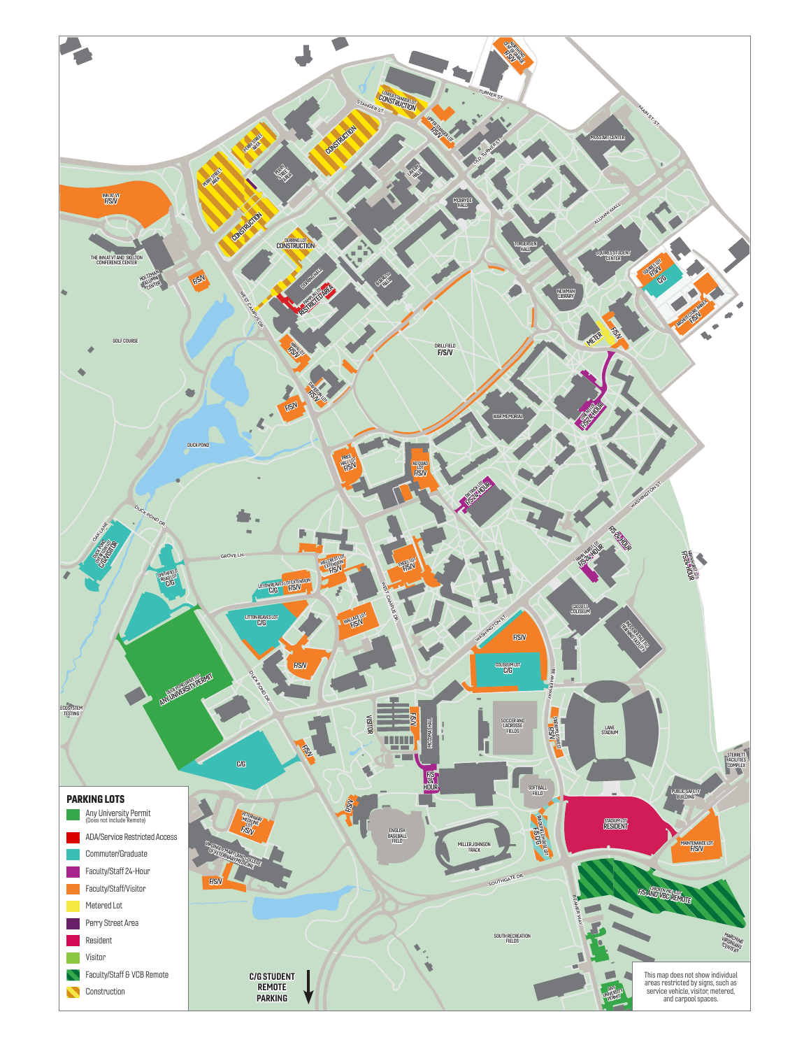## PARKING LOTS

- Any University Permit (Does not include Remote)
- ADA/Service Restricted Access
- Commuter/Graduate
- Faculty/Staff 24-Hour
- Faculty/Staff/Visitor
- Metered Lot
- Perry Street Area
- Resident
- Visitor
- Faculty/Staff & VCB Remote
- Construction

C/G STUDENT REMOTE PARKING

This map does not show individual areas restricted by signs, such as service vehicle, visitor, metered, and carpool spaces.

INN AT VT F/S/V
THE INN AT VT AND SKELTON CONFERENCE CENTER
HOLTZMAN ALUMNI CENTER
F/S/V
PERRY STREET AREA
PERRY STREET AREA
PERRY ST. LOT 1 AREA
CONSTRUCTION
CONSTRUCTION
UNDER STANGER LOT CONSTRUCTION
STANGER ST.
UPPER STANGER LOT F/S/V
NORTH END CENTER GARAGE F/S/V
TURNER ST.
OLD TURNER ST.
MAIN ST.
MOSS ARTS CENTER
RANDOLPH HALL
MCBRYDE HALL
TORGERSEN HALL
ALUMNI MALL
SQUIRES STUDENT CENTER
SQUIRES LOT F/S/V
C/G
ARCHITECTURE ANNEX F/S/V
NEWMAN LIBRARY
METER
F/S/V
DERRING LOT CONSTRUCTION
DERRING HALL
BURRUSS HALL
RESTRICTED AREA
WEST CAMPUS DR.
F/S/V
F/S/V
F/S/V
GOLF COURSE
DRILLFIELD F/S/V
WAR MEMORIAL
F/S 24-HOUR
DUCK POND
PRICE HALL LOT F/S/V
AG QUAD LOT F/S/V
F/S 24-HOUR
DUCK POND DR.
OAK LANE
C/G VISITOR
SMITHFIELD ROAD LOT C/G
GROVE LN.
LITTON REAVES LOT EXTENSION C/G F/S/V
HILLCREST LOT EXTENSION F/S/V
ENGEL LOT F/S/V
WASHINGTON ST.
F/S 24-HOUR
F/S 24-HOUR
F/S 24-HOUR
CASSELL COLISEUM
INDOOR ATHLETIC TRAINING FACILITY
LITTON REAVES LOT C/G
WALLACE LOT F/S/V
F/S/V
F/S/V
COLISEUM LOT C/G
BEAMER WAY
DUCK POND DRIVE LOT ANY UNIVERSITY PERMIT
ECOSYSTEM TESTING
C/G
F/S/V
VISITOR
F/S/V
F/S 24 HOUR
SOCCER AND LACROSSE FIELDS
LANE STADIUM
STERRETT FACILITIES COMPLEX
SOFTBALL FIELD
PUBLIC SAFETY BUILDING
STADIUM LOT RESIDENT
MAINTENANCE LOT F/S/V
VETERINARY MEDICINE LOT F/S/V
VIRGINIA-MARYLAND COLLEGE OF VETERINARY MEDICINE
F/S/V
F/S/V
ENGLISH BASEBALL FIELD
MILLER-JOHNSON TRACK
SOUTHGATE DR.
CHICKEN HILL LOT F/S AND VBC REMOTE
SOUTH RECREATION FIELDS
MARCHING VIRGINIANS CENTER
ANY UNIVERSITY PERMIT